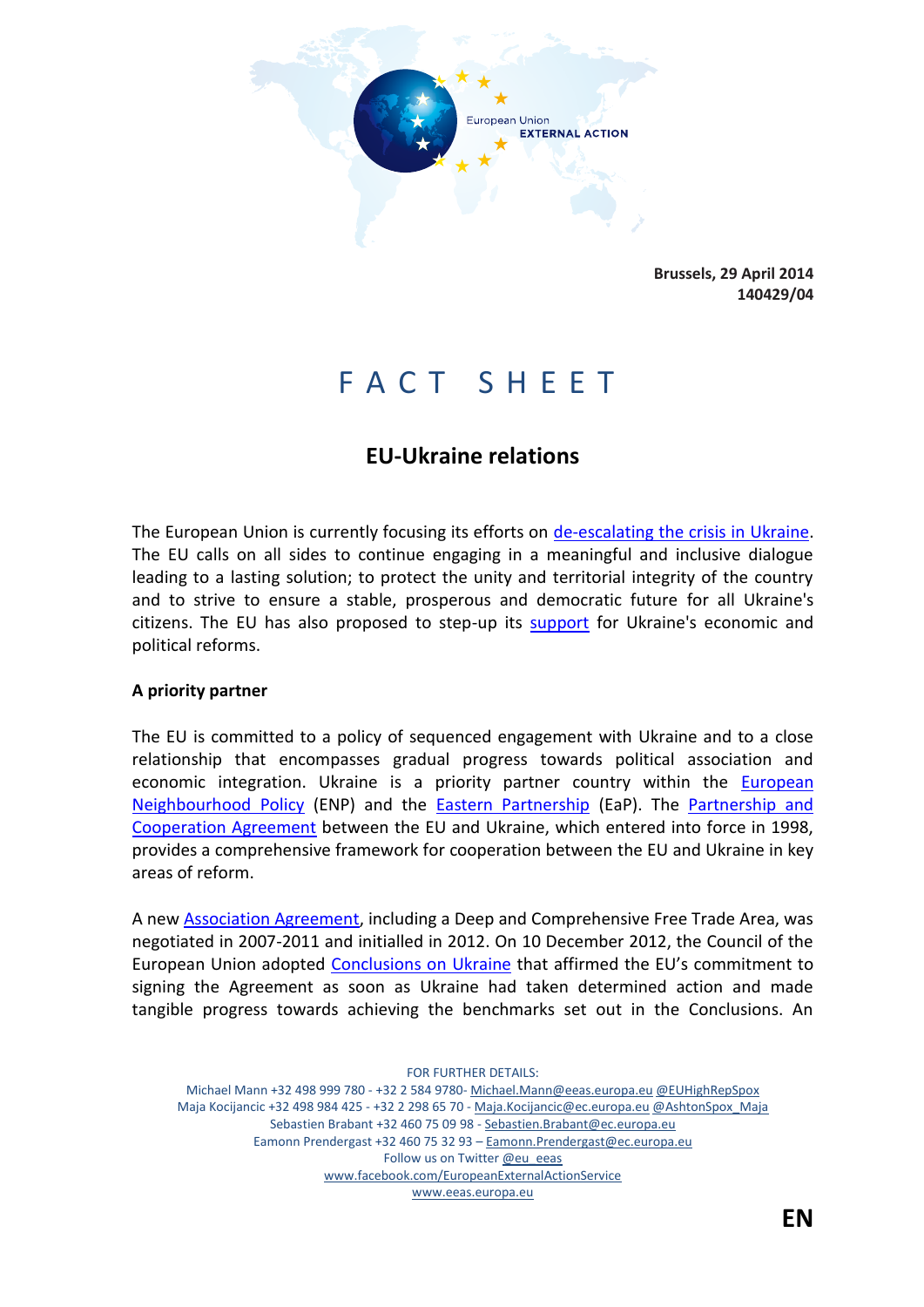Brussels, 29 April 2014
140429/04

# FACT SHEET

## EU-Ukraine relations

The European Union is currently focusing its efforts on de-escalating the crisis in Ukraine. The EU calls on all sides to continue engaging in a meaningful and inclusive dialogue leading to a lasting solution; to protect the unity and territorial integrity of the country and to strive to ensure a stable, prosperous and democratic future for all Ukraine's citizens. The EU has also proposed to step-up its support for Ukraine's economic and political reforms.

**A priority partner**

The EU is committed to a policy of sequenced engagement with Ukraine and to a close relationship that encompasses gradual progress towards political association and economic integration. Ukraine is a priority partner country within the European Neighbourhood Policy (ENP) and the Eastern Partnership (EaP). The Partnership and Cooperation Agreement between the EU and Ukraine, which entered into force in 1998, provides a comprehensive framework for cooperation between the EU and Ukraine in key areas of reform.

A new Association Agreement, including a Deep and Comprehensive Free Trade Area, was negotiated in 2007-2011 and initialled in 2012. On 10 December 2012, the Council of the European Union adopted Conclusions on Ukraine that affirmed the EU's commitment to signing the Agreement as soon as Ukraine had taken determined action and made tangible progress towards achieving the benchmarks set out in the Conclusions. An

FOR FURTHER DETAILS:
Michael Mann +32 498 999 780 - +32 2 584 9780- Michael.Mann@eeas.europa.eu @EUHighRepSpox
Maja Kocijancic +32 498 984 425 - +32 2 298 65 70 - Maja.Kocijancic@ec.europa.eu @AshtonSpox_Maja
Sebastien Brabant +32 460 75 09 98 - Sebastien.Brabant@ec.europa.eu
Eamonn Prendergast +32 460 75 32 93 – Eamonn.Prendergast@ec.europa.eu
Follow us on Twitter @eu_eeas
www.facebook.com/EuropeanExternalActionService
www.eeas.europa.eu

EN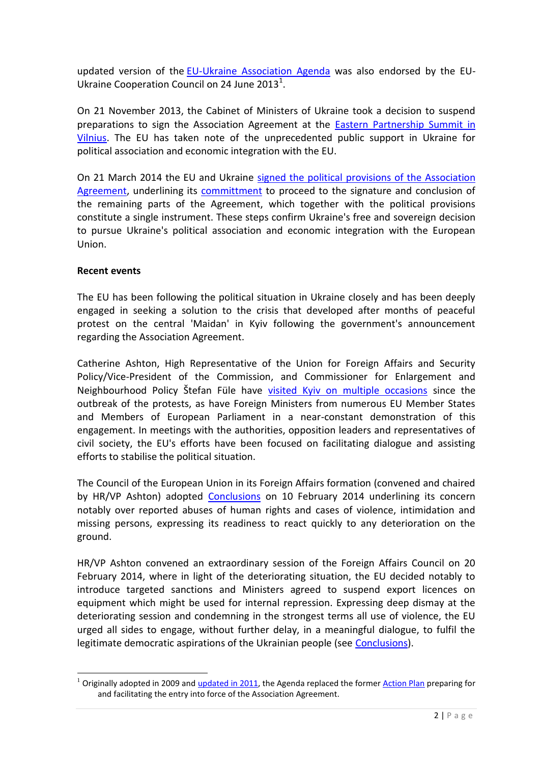updated version of the EU-Ukraine Association Agenda was also endorsed by the EU-Ukraine Cooperation Council on 24 June 2013[1].

On 21 November 2013, the Cabinet of Ministers of Ukraine took a decision to suspend preparations to sign the Association Agreement at the Eastern Partnership Summit in Vilnius. The EU has taken note of the unprecedented public support in Ukraine for political association and economic integration with the EU.

On 21 March 2014 the EU and Ukraine signed the political provisions of the Association Agreement, underlining its committment to proceed to the signature and conclusion of the remaining parts of the Agreement, which together with the political provisions constitute a single instrument. These steps confirm Ukraine's free and sovereign decision to pursue Ukraine's political association and economic integration with the European Union.

**Recent events**

The EU has been following the political situation in Ukraine closely and has been deeply engaged in seeking a solution to the crisis that developed after months of peaceful protest on the central 'Maidan' in Kyiv following the government's announcement regarding the Association Agreement.

Catherine Ashton, High Representative of the Union for Foreign Affairs and Security Policy/Vice-President of the Commission, and Commissioner for Enlargement and Neighbourhood Policy Štefan Füle have visited Kyiv on multiple occasions since the outbreak of the protests, as have Foreign Ministers from numerous EU Member States and Members of European Parliament in a near-constant demonstration of this engagement. In meetings with the authorities, opposition leaders and representatives of civil society, the EU's efforts have been focused on facilitating dialogue and assisting efforts to stabilise the political situation.

The Council of the European Union in its Foreign Affairs formation (convened and chaired by HR/VP Ashton) adopted Conclusions on 10 February 2014 underlining its concern notably over reported abuses of human rights and cases of violence, intimidation and missing persons, expressing its readiness to react quickly to any deterioration on the ground.

HR/VP Ashton convened an extraordinary session of the Foreign Affairs Council on 20 February 2014, where in light of the deteriorating situation, the EU decided notably to introduce targeted sanctions and Ministers agreed to suspend export licences on equipment which might be used for internal repression. Expressing deep dismay at the deteriorating session and condemning in the strongest terms all use of violence, the EU urged all sides to engage, without further delay, in a meaningful dialogue, to fulfil the legitimate democratic aspirations of the Ukrainian people (see Conclusions).

---

[1] Originally adopted in 2009 and updated in 2011, the Agenda replaced the former Action Plan preparing for and facilitating the entry into force of the Association Agreement.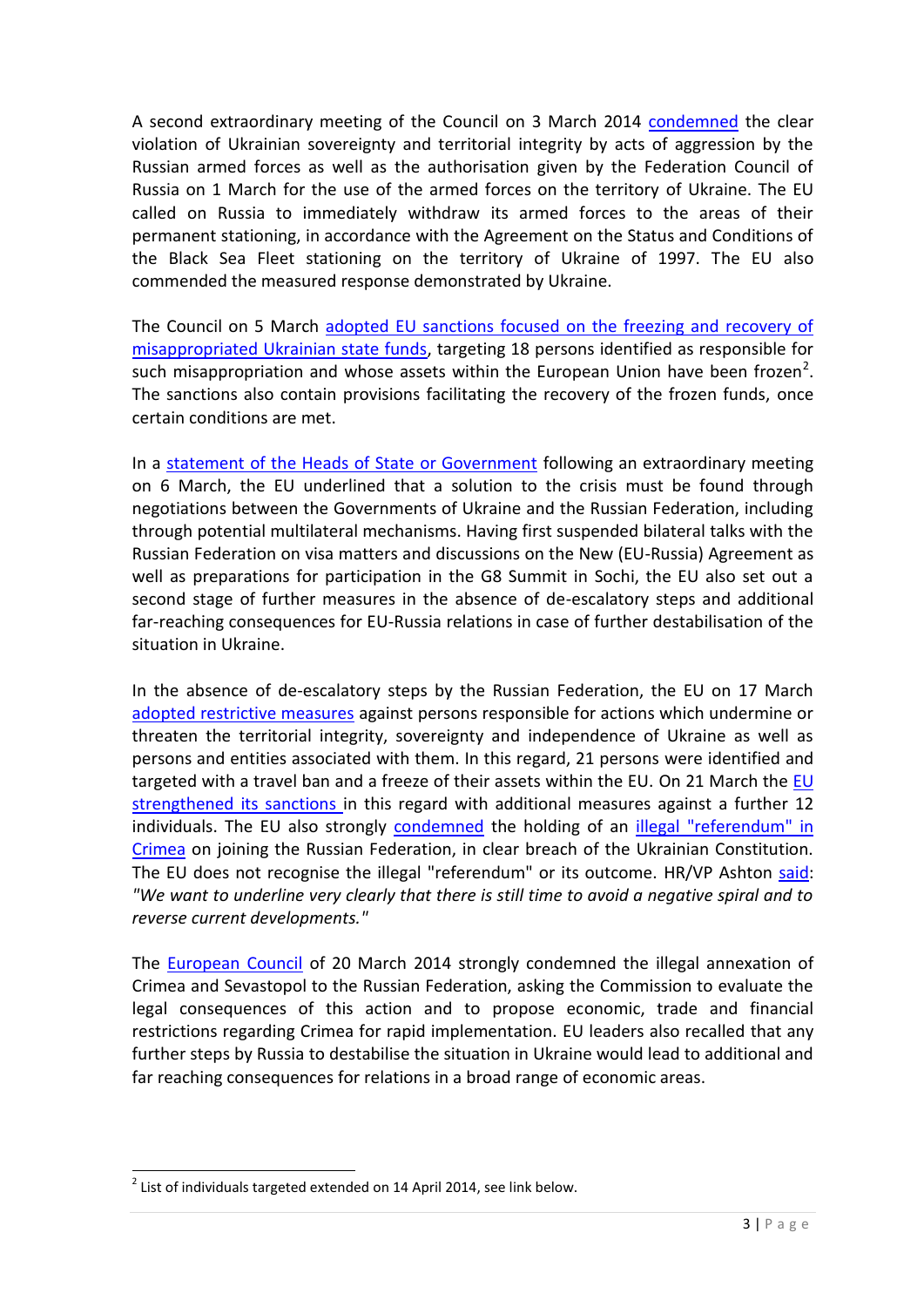A second extraordinary meeting of the Council on 3 March 2014 condemned the clear violation of Ukrainian sovereignty and territorial integrity by acts of aggression by the Russian armed forces as well as the authorisation given by the Federation Council of Russia on 1 March for the use of the armed forces on the territory of Ukraine. The EU called on Russia to immediately withdraw its armed forces to the areas of their permanent stationing, in accordance with the Agreement on the Status and Conditions of the Black Sea Fleet stationing on the territory of Ukraine of 1997. The EU also commended the measured response demonstrated by Ukraine.

The Council on 5 March adopted EU sanctions focused on the freezing and recovery of misappropriated Ukrainian state funds, targeting 18 persons identified as responsible for such misappropriation and whose assets within the European Union have been frozen[2]. The sanctions also contain provisions facilitating the recovery of the frozen funds, once certain conditions are met.

In a statement of the Heads of State or Government following an extraordinary meeting on 6 March, the EU underlined that a solution to the crisis must be found through negotiations between the Governments of Ukraine and the Russian Federation, including through potential multilateral mechanisms. Having first suspended bilateral talks with the Russian Federation on visa matters and discussions on the New (EU-Russia) Agreement as well as preparations for participation in the G8 Summit in Sochi, the EU also set out a second stage of further measures in the absence of de-escalatory steps and additional far-reaching consequences for EU-Russia relations in case of further destabilisation of the situation in Ukraine.

In the absence of de-escalatory steps by the Russian Federation, the EU on 17 March adopted restrictive measures against persons responsible for actions which undermine or threaten the territorial integrity, sovereignty and independence of Ukraine as well as persons and entities associated with them. In this regard, 21 persons were identified and targeted with a travel ban and a freeze of their assets within the EU. On 21 March the EU strengthened its sanctions in this regard with additional measures against a further 12 individuals. The EU also strongly condemned the holding of an illegal "referendum" in Crimea on joining the Russian Federation, in clear breach of the Ukrainian Constitution. The EU does not recognise the illegal "referendum" or its outcome. HR/VP Ashton said: *"We want to underline very clearly that there is still time to avoid a negative spiral and to reverse current developments."*

The European Council of 20 March 2014 strongly condemned the illegal annexation of Crimea and Sevastopol to the Russian Federation, asking the Commission to evaluate the legal consequences of this action and to propose economic, trade and financial restrictions regarding Crimea for rapid implementation. EU leaders also recalled that any further steps by Russia to destabilise the situation in Ukraine would lead to additional and far reaching consequences for relations in a broad range of economic areas.

[2] List of individuals targeted extended on 14 April 2014, see link below.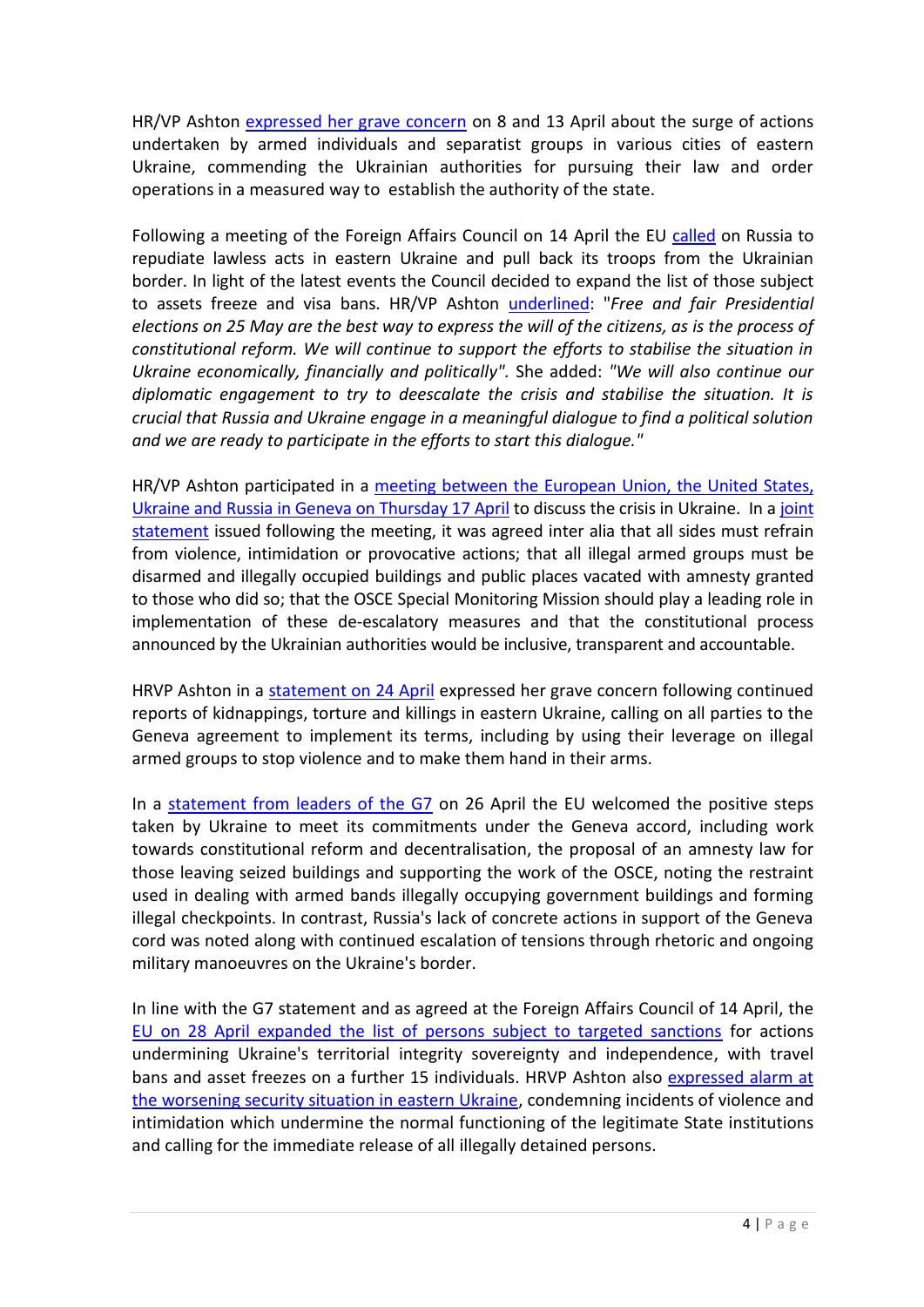HR/VP Ashton expressed her grave concern on 8 and 13 April about the surge of actions undertaken by armed individuals and separatist groups in various cities of eastern Ukraine, commending the Ukrainian authorities for pursuing their law and order operations in a measured way to establish the authority of the state.

Following a meeting of the Foreign Affairs Council on 14 April the EU called on Russia to repudiate lawless acts in eastern Ukraine and pull back its troops from the Ukrainian border. In light of the latest events the Council decided to expand the list of those subject to assets freeze and visa bans. HR/VP Ashton underlined: "*Free and fair Presidential elections on 25 May are the best way to express the will of the citizens, as is the process of constitutional reform. We will continue to support the efforts to stabilise the situation in Ukraine economically, financially and politically".* She added: *"We will also continue our diplomatic engagement to try to deescalate the crisis and stabilise the situation. It is crucial that Russia and Ukraine engage in a meaningful dialogue to find a political solution and we are ready to participate in the efforts to start this dialogue."*

HR/VP Ashton participated in a meeting between the European Union, the United States, Ukraine and Russia in Geneva on Thursday 17 April to discuss the crisis in Ukraine. In a joint statement issued following the meeting, it was agreed inter alia that all sides must refrain from violence, intimidation or provocative actions; that all illegal armed groups must be disarmed and illegally occupied buildings and public places vacated with amnesty granted to those who did so; that the OSCE Special Monitoring Mission should play a leading role in implementation of these de-escalatory measures and that the constitutional process announced by the Ukrainian authorities would be inclusive, transparent and accountable.

HRVP Ashton in a statement on 24 April expressed her grave concern following continued reports of kidnappings, torture and killings in eastern Ukraine, calling on all parties to the Geneva agreement to implement its terms, including by using their leverage on illegal armed groups to stop violence and to make them hand in their arms.

In a statement from leaders of the G7 on 26 April the EU welcomed the positive steps taken by Ukraine to meet its commitments under the Geneva accord, including work towards constitutional reform and decentralisation, the proposal of an amnesty law for those leaving seized buildings and supporting the work of the OSCE, noting the restraint used in dealing with armed bands illegally occupying government buildings and forming illegal checkpoints. In contrast, Russia's lack of concrete actions in support of the Geneva cord was noted along with continued escalation of tensions through rhetoric and ongoing military manoeuvres on the Ukraine's border.

In line with the G7 statement and as agreed at the Foreign Affairs Council of 14 April, the EU on 28 April expanded the list of persons subject to targeted sanctions for actions undermining Ukraine's territorial integrity sovereignty and independence, with travel bans and asset freezes on a further 15 individuals. HRVP Ashton also expressed alarm at the worsening security situation in eastern Ukraine, condemning incidents of violence and intimidation which undermine the normal functioning of the legitimate State institutions and calling for the immediate release of all illegally detained persons.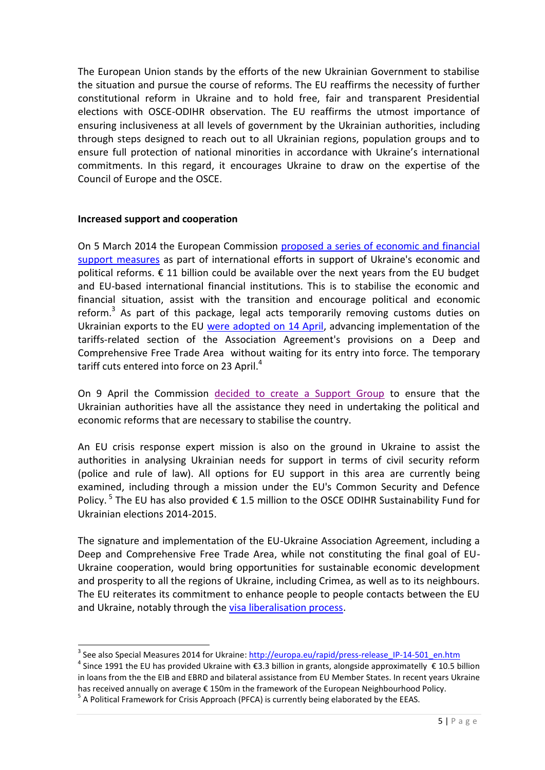The European Union stands by the efforts of the new Ukrainian Government to stabilise the situation and pursue the course of reforms. The EU reaffirms the necessity of further constitutional reform in Ukraine and to hold free, fair and transparent Presidential elections with OSCE-ODIHR observation. The EU reaffirms the utmost importance of ensuring inclusiveness at all levels of government by the Ukrainian authorities, including through steps designed to reach out to all Ukrainian regions, population groups and to ensure full protection of national minorities in accordance with Ukraine's international commitments. In this regard, it encourages Ukraine to draw on the expertise of the Council of Europe and the OSCE.

**Increased support and cooperation**

On 5 March 2014 the European Commission proposed a series of economic and financial support measures as part of international efforts in support of Ukraine's economic and political reforms. € 11 billion could be available over the next years from the EU budget and EU-based international financial institutions. This is to stabilise the economic and financial situation, assist with the transition and encourage political and economic reform.[3] As part of this package, legal acts temporarily removing customs duties on Ukrainian exports to the EU were adopted on 14 April, advancing implementation of the tariffs-related section of the Association Agreement's provisions on a Deep and Comprehensive Free Trade Area without waiting for its entry into force. The temporary tariff cuts entered into force on 23 April.[4]

On 9 April the Commission decided to create a Support Group to ensure that the Ukrainian authorities have all the assistance they need in undertaking the political and economic reforms that are necessary to stabilise the country.

An EU crisis response expert mission is also on the ground in Ukraine to assist the authorities in analysing Ukrainian needs for support in terms of civil security reform (police and rule of law). All options for EU support in this area are currently being examined, including through a mission under the EU's Common Security and Defence Policy.[5] The EU has also provided € 1.5 million to the OSCE ODIHR Sustainability Fund for Ukrainian elections 2014-2015.

The signature and implementation of the EU-Ukraine Association Agreement, including a Deep and Comprehensive Free Trade Area, while not constituting the final goal of EU-Ukraine cooperation, would bring opportunities for sustainable economic development and prosperity to all the regions of Ukraine, including Crimea, as well as to its neighbours. The EU reiterates its commitment to enhance people to people contacts between the EU and Ukraine, notably through the visa liberalisation process.

---

[3] See also Special Measures 2014 for Ukraine: http://europa.eu/rapid/press-release_IP-14-501_en.htm

[4] Since 1991 the EU has provided Ukraine with €3.3 billion in grants, alongside approximatelly € 10.5 billion in loans from the the EIB and EBRD and bilateral assistance from EU Member States. In recent years Ukraine has received annually on average € 150m in the framework of the European Neighbourhood Policy.

[5] A Political Framework for Crisis Approach (PFCA) is currently being elaborated by the EEAS.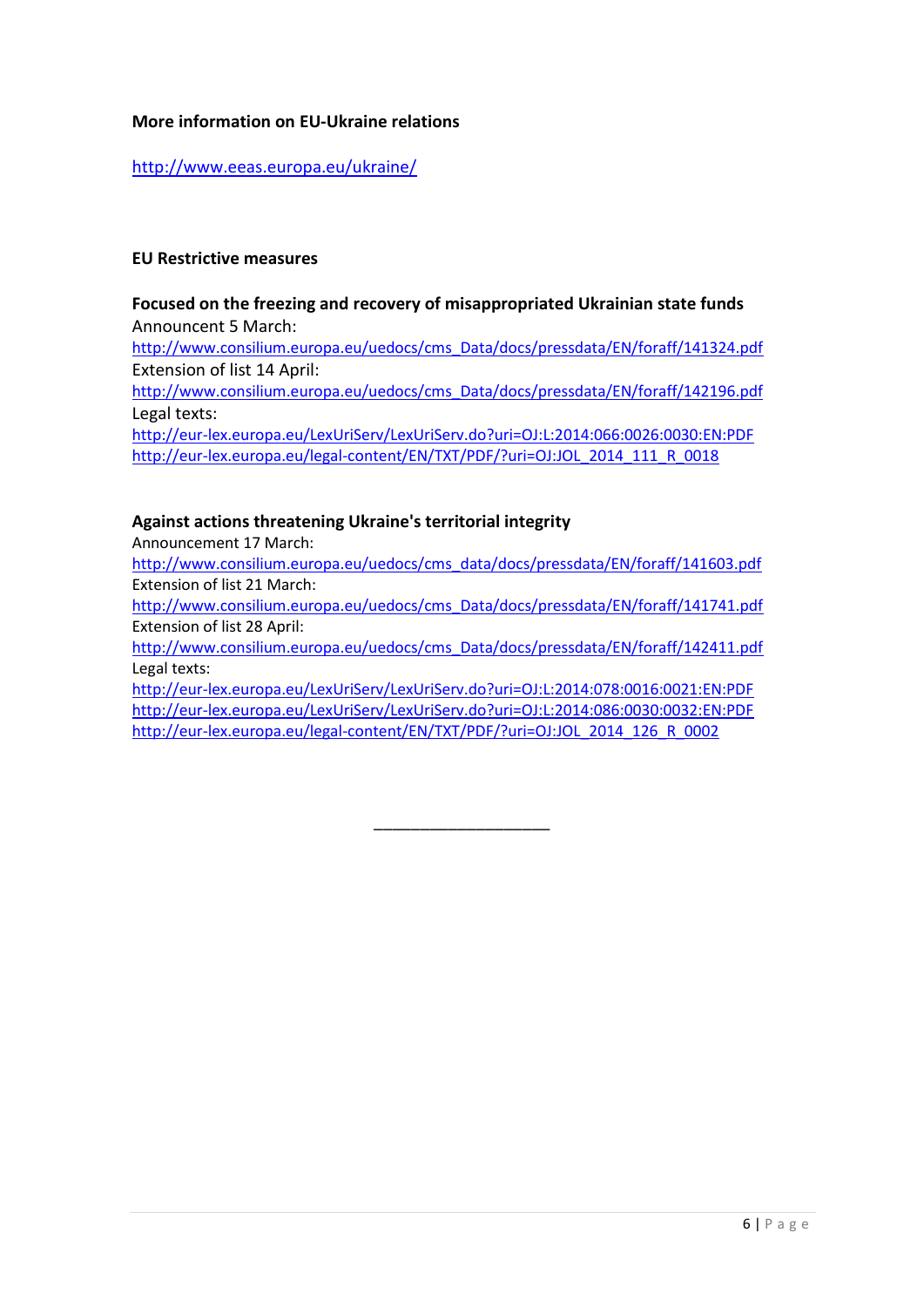**More information on EU-Ukraine relations**

http://www.eeas.europa.eu/ukraine/

**EU Restrictive measures**

**Focused on the freezing and recovery of misappropriated Ukrainian state funds**

Announcent 5 March:
http://www.consilium.europa.eu/uedocs/cms_Data/docs/pressdata/EN/foraff/141324.pdf
Extension of list 14 April:
http://www.consilium.europa.eu/uedocs/cms_Data/docs/pressdata/EN/foraff/142196.pdf
Legal texts:
http://eur-lex.europa.eu/LexUriServ/LexUriServ.do?uri=OJ:L:2014:066:0026:0030:EN:PDF
http://eur-lex.europa.eu/legal-content/EN/TXT/PDF/?uri=OJ:JOL_2014_111_R_0018

**Against actions threatening Ukraine's territorial integrity**

Announcement 17 March:
http://www.consilium.europa.eu/uedocs/cms_data/docs/pressdata/EN/foraff/141603.pdf
Extension of list 21 March:
http://www.consilium.europa.eu/uedocs/cms_Data/docs/pressdata/EN/foraff/141741.pdf
Extension of list 28 April:
http://www.consilium.europa.eu/uedocs/cms_Data/docs/pressdata/EN/foraff/142411.pdf
Legal texts:
http://eur-lex.europa.eu/LexUriServ/LexUriServ.do?uri=OJ:L:2014:078:0016:0021:EN:PDF
http://eur-lex.europa.eu/LexUriServ/LexUriServ.do?uri=OJ:L:2014:086:0030:0032:EN:PDF
http://eur-lex.europa.eu/legal-content/EN/TXT/PDF/?uri=OJ:JOL_2014_126_R_0002

___________________